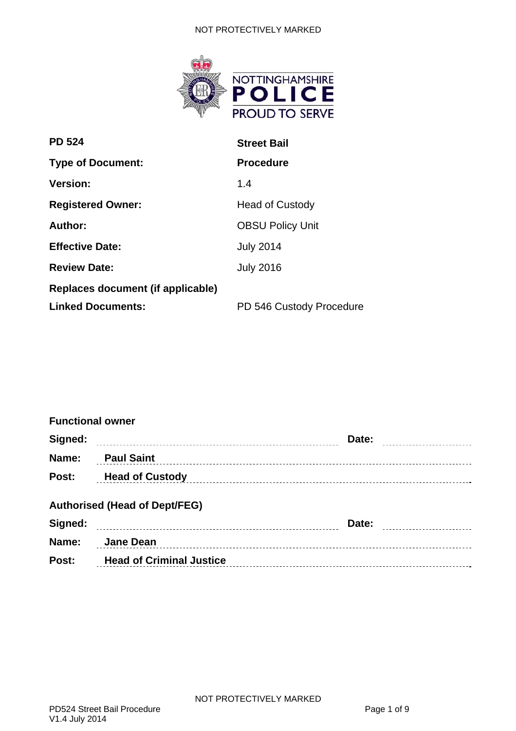| | |
|---|---|
| **PD 524** | **Street Bail** |
| **Type of Document:** | **Procedure** |
| **Version:** | 1.4 |
| **Registered Owner:** | Head of Custody |
| **Author:** | OBSU Policy Unit |
| **Effective Date:** | July 2014 |
| **Review Date:** | July 2016 |
| **Replaces document (if applicable)** | |
| **Linked Documents:** | PD 546 Custody Procedure |

**Functional owner**

**Signed:** ______________________ **Date:** ____________

**Name:** **Paul Saint**

**Post:** **Head of Custody**

**Authorised (Head of Dept/FEG)**

**Signed:** ______________________ **Date:** ____________

**Name:** **Jane Dean**

**Post:** **Head of Criminal Justice**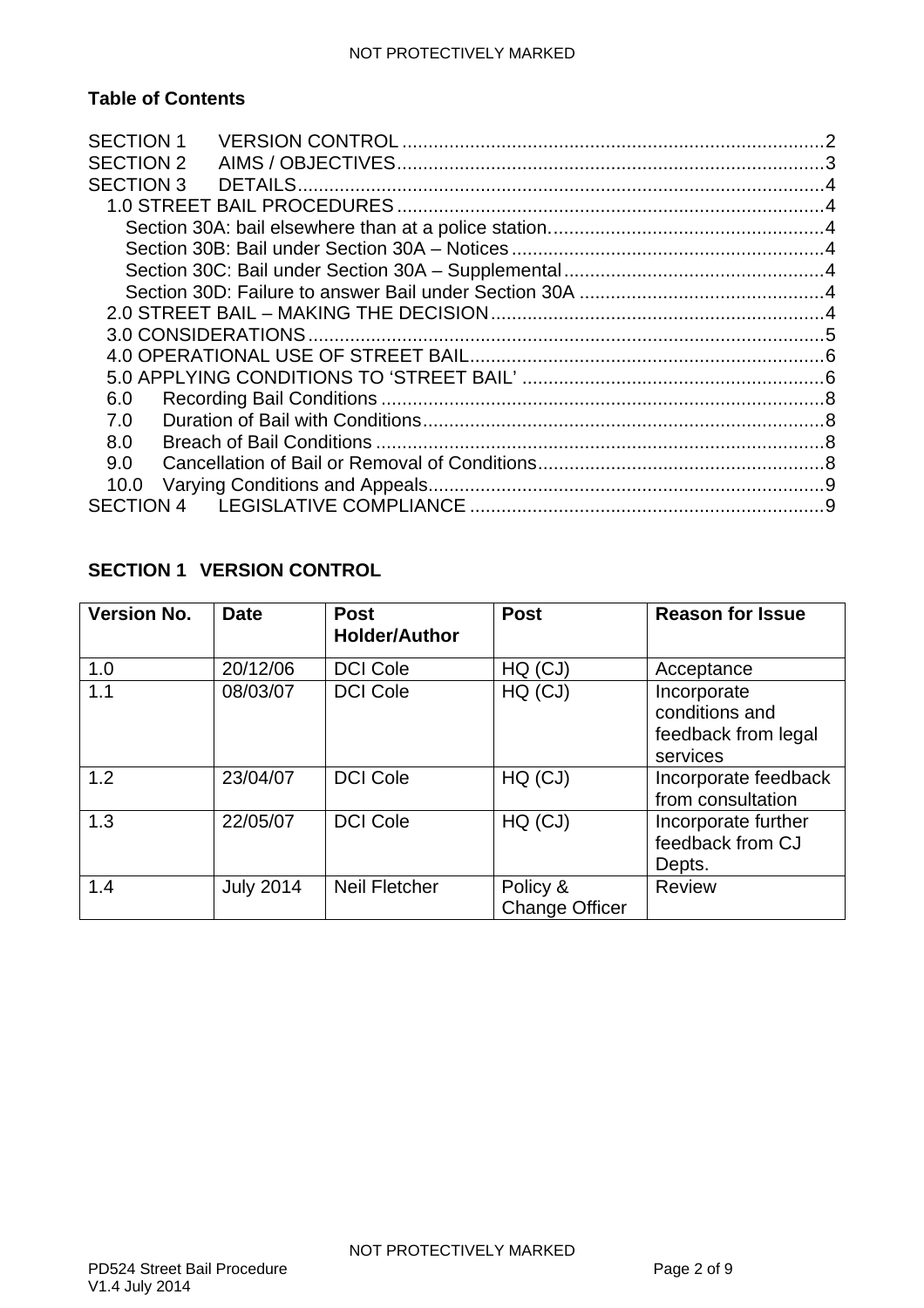**Table of Contents**

SECTION 1 VERSION CONTROL ....................................................................................2
SECTION 2 AIMS / OBJECTIVES....................................................................................3
SECTION 3 DETAILS.......................................................................................................4
- 1.0 STREET BAIL PROCEDURES ...................................................................................4
  - Section 30A: bail elsewhere than at a police station.......................................................4
  - Section 30B: Bail under Section 30A – Notices ..............................................................4
  - Section 30C: Bail under Section 30A – Supplemental ....................................................4
  - Section 30D: Failure to answer Bail under Section 30A .................................................4
- 2.0 STREET BAIL – MAKING THE DECISION.................................................................4
- 3.0 CONSIDERATIONS....................................................................................................5
- 4.0 OPERATIONAL USE OF STREET BAIL.....................................................................6
- 5.0 APPLYING CONDITIONS TO 'STREET BAIL' ............................................................6
- 6.0 Recording Bail Conditions .........................................................................................8
- 7.0 Duration of Bail with Conditions.................................................................................8
- 8.0 Breach of Bail Conditions ..........................................................................................8
- 9.0 Cancellation of Bail or Removal of Conditions...........................................................8
- 10.0 Varying Conditions and Appeals...............................................................................9

SECTION 4 LEGISLATIVE COMPLIANCE .....................................................................9

## SECTION 1 VERSION CONTROL

| Version No. | Date | Post Holder/Author | Post | Reason for Issue |
|---|---|---|---|---|
| 1.0 | 20/12/06 | DCI Cole | HQ (CJ) | Acceptance |
| 1.1 | 08/03/07 | DCI Cole | HQ (CJ) | Incorporate conditions and feedback from legal services |
| 1.2 | 23/04/07 | DCI Cole | HQ (CJ) | Incorporate feedback from consultation |
| 1.3 | 22/05/07 | DCI Cole | HQ (CJ) | Incorporate further feedback from CJ Depts. |
| 1.4 | July 2014 | Neil Fletcher | Policy & Change Officer | Review |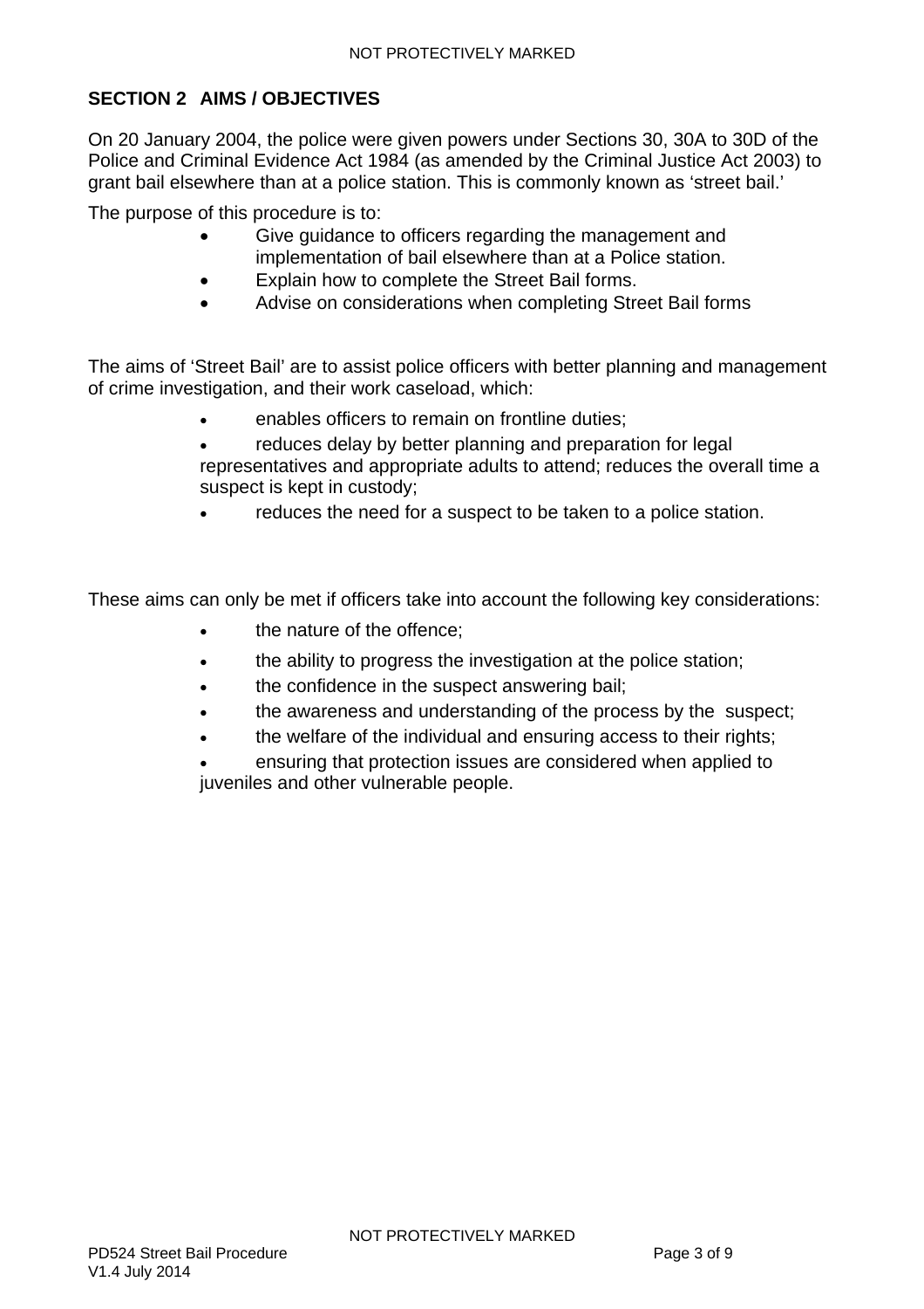## SECTION 2 AIMS / OBJECTIVES

On 20 January 2004, the police were given powers under Sections 30, 30A to 30D of the Police and Criminal Evidence Act 1984 (as amended by the Criminal Justice Act 2003) to grant bail elsewhere than at a police station. This is commonly known as 'street bail.'

The purpose of this procedure is to:

- Give guidance to officers regarding the management and implementation of bail elsewhere than at a Police station.
- Explain how to complete the Street Bail forms.
- Advise on considerations when completing Street Bail forms

The aims of 'Street Bail' are to assist police officers with better planning and management of crime investigation, and their work caseload, which:

- enables officers to remain on frontline duties;
- reduces delay by better planning and preparation for legal representatives and appropriate adults to attend; reduces the overall time a suspect is kept in custody;
- reduces the need for a suspect to be taken to a police station.

These aims can only be met if officers take into account the following key considerations:

- the nature of the offence;
- the ability to progress the investigation at the police station;
- the confidence in the suspect answering bail;
- the awareness and understanding of the process by the suspect;
- the welfare of the individual and ensuring access to their rights;
- ensuring that protection issues are considered when applied to juveniles and other vulnerable people.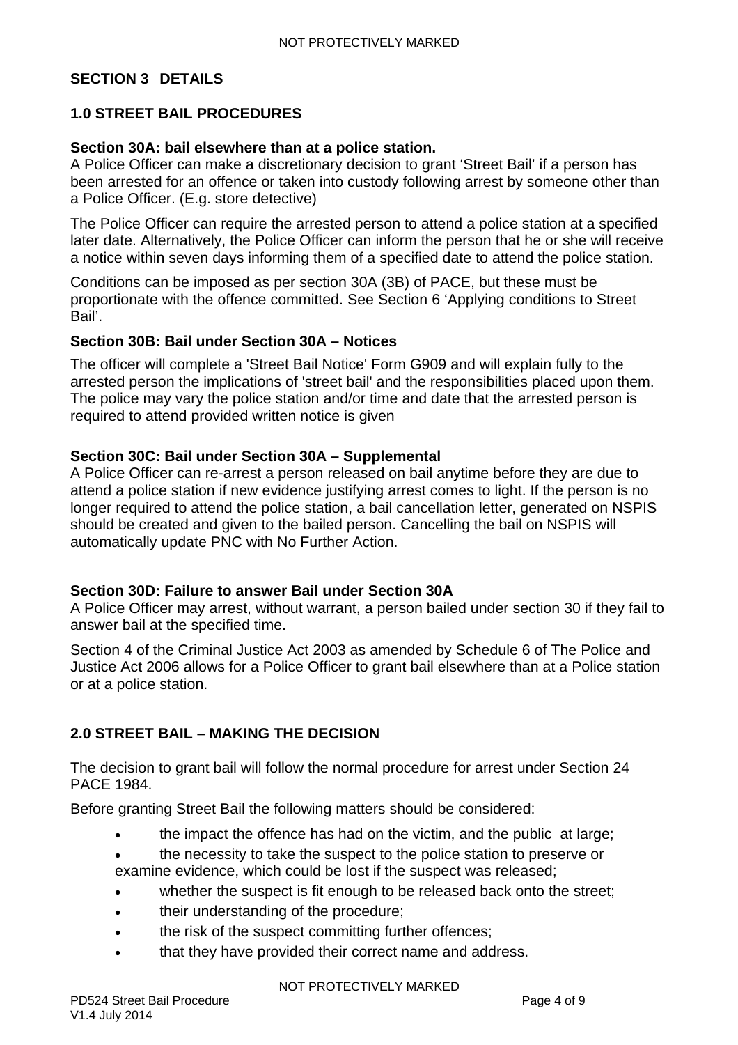## SECTION 3 DETAILS

### 1.0 STREET BAIL PROCEDURES

**Section 30A: bail elsewhere than at a police station.**

A Police Officer can make a discretionary decision to grant 'Street Bail' if a person has been arrested for an offence or taken into custody following arrest by someone other than a Police Officer. (E.g. store detective)

The Police Officer can require the arrested person to attend a police station at a specified later date. Alternatively, the Police Officer can inform the person that he or she will receive a notice within seven days informing them of a specified date to attend the police station.

Conditions can be imposed as per section 30A (3B) of PACE, but these must be proportionate with the offence committed. See Section 6 'Applying conditions to Street Bail'.

**Section 30B: Bail under Section 30A – Notices**

The officer will complete a 'Street Bail Notice' Form G909 and will explain fully to the arrested person the implications of 'street bail' and the responsibilities placed upon them. The police may vary the police station and/or time and date that the arrested person is required to attend provided written notice is given

**Section 30C: Bail under Section 30A – Supplemental**

A Police Officer can re-arrest a person released on bail anytime before they are due to attend a police station if new evidence justifying arrest comes to light. If the person is no longer required to attend the police station, a bail cancellation letter, generated on NSPIS should be created and given to the bailed person. Cancelling the bail on NSPIS will automatically update PNC with No Further Action.

**Section 30D: Failure to answer Bail under Section 30A**

A Police Officer may arrest, without warrant, a person bailed under section 30 if they fail to answer bail at the specified time.

Section 4 of the Criminal Justice Act 2003 as amended by Schedule 6 of The Police and Justice Act 2006 allows for a Police Officer to grant bail elsewhere than at a Police station or at a police station.

### 2.0 STREET BAIL – MAKING THE DECISION

The decision to grant bail will follow the normal procedure for arrest under Section 24 PACE 1984.

Before granting Street Bail the following matters should be considered:

- the impact the offence has had on the victim, and the public at large;
- the necessity to take the suspect to the police station to preserve or examine evidence, which could be lost if the suspect was released;
- whether the suspect is fit enough to be released back onto the street;
- their understanding of the procedure;
- the risk of the suspect committing further offences;
- that they have provided their correct name and address.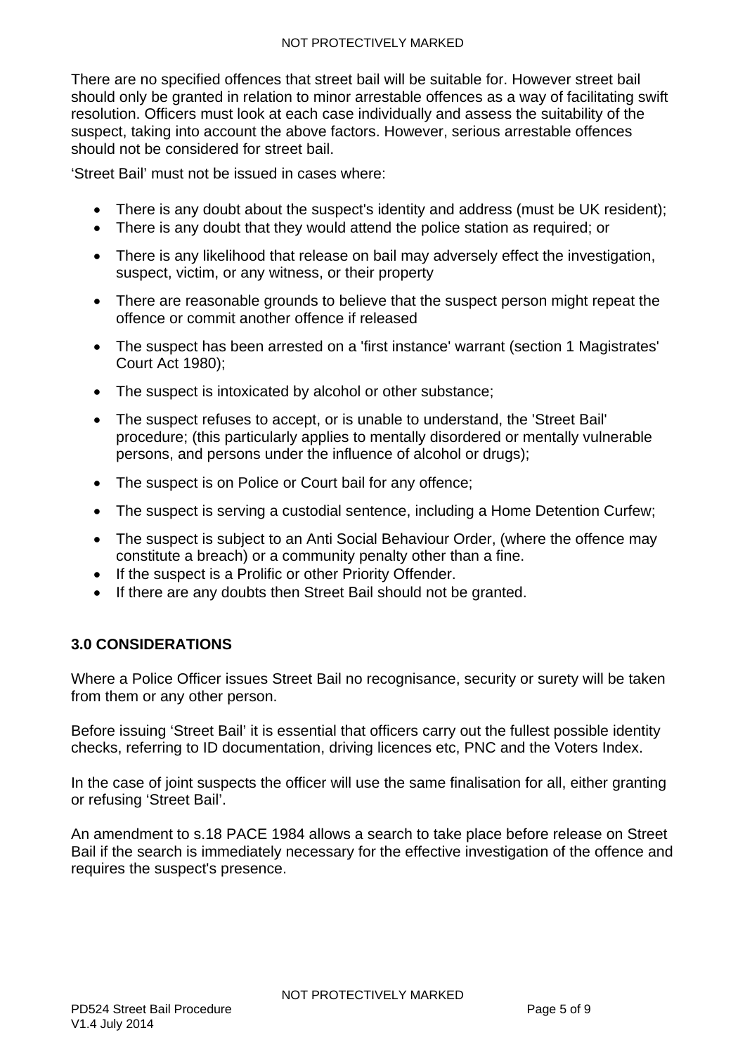There are no specified offences that street bail will be suitable for. However street bail should only be granted in relation to minor arrestable offences as a way of facilitating swift resolution. Officers must look at each case individually and assess the suitability of the suspect, taking into account the above factors. However, serious arrestable offences should not be considered for street bail.

'Street Bail' must not be issued in cases where:

- There is any doubt about the suspect's identity and address (must be UK resident);
- There is any doubt that they would attend the police station as required; or
- There is any likelihood that release on bail may adversely effect the investigation, suspect, victim, or any witness, or their property
- There are reasonable grounds to believe that the suspect person might repeat the offence or commit another offence if released
- The suspect has been arrested on a 'first instance' warrant (section 1 Magistrates' Court Act 1980);
- The suspect is intoxicated by alcohol or other substance;
- The suspect refuses to accept, or is unable to understand, the 'Street Bail' procedure; (this particularly applies to mentally disordered or mentally vulnerable persons, and persons under the influence of alcohol or drugs);
- The suspect is on Police or Court bail for any offence;
- The suspect is serving a custodial sentence, including a Home Detention Curfew;
- The suspect is subject to an Anti Social Behaviour Order, (where the offence may constitute a breach) or a community penalty other than a fine.
- If the suspect is a Prolific or other Priority Offender.
- If there are any doubts then Street Bail should not be granted.

## 3.0 CONSIDERATIONS

Where a Police Officer issues Street Bail no recognisance, security or surety will be taken from them or any other person.

Before issuing 'Street Bail' it is essential that officers carry out the fullest possible identity checks, referring to ID documentation, driving licences etc, PNC and the Voters Index.

In the case of joint suspects the officer will use the same finalisation for all, either granting or refusing 'Street Bail'.

An amendment to s.18 PACE 1984 allows a search to take place before release on Street Bail if the search is immediately necessary for the effective investigation of the offence and requires the suspect's presence.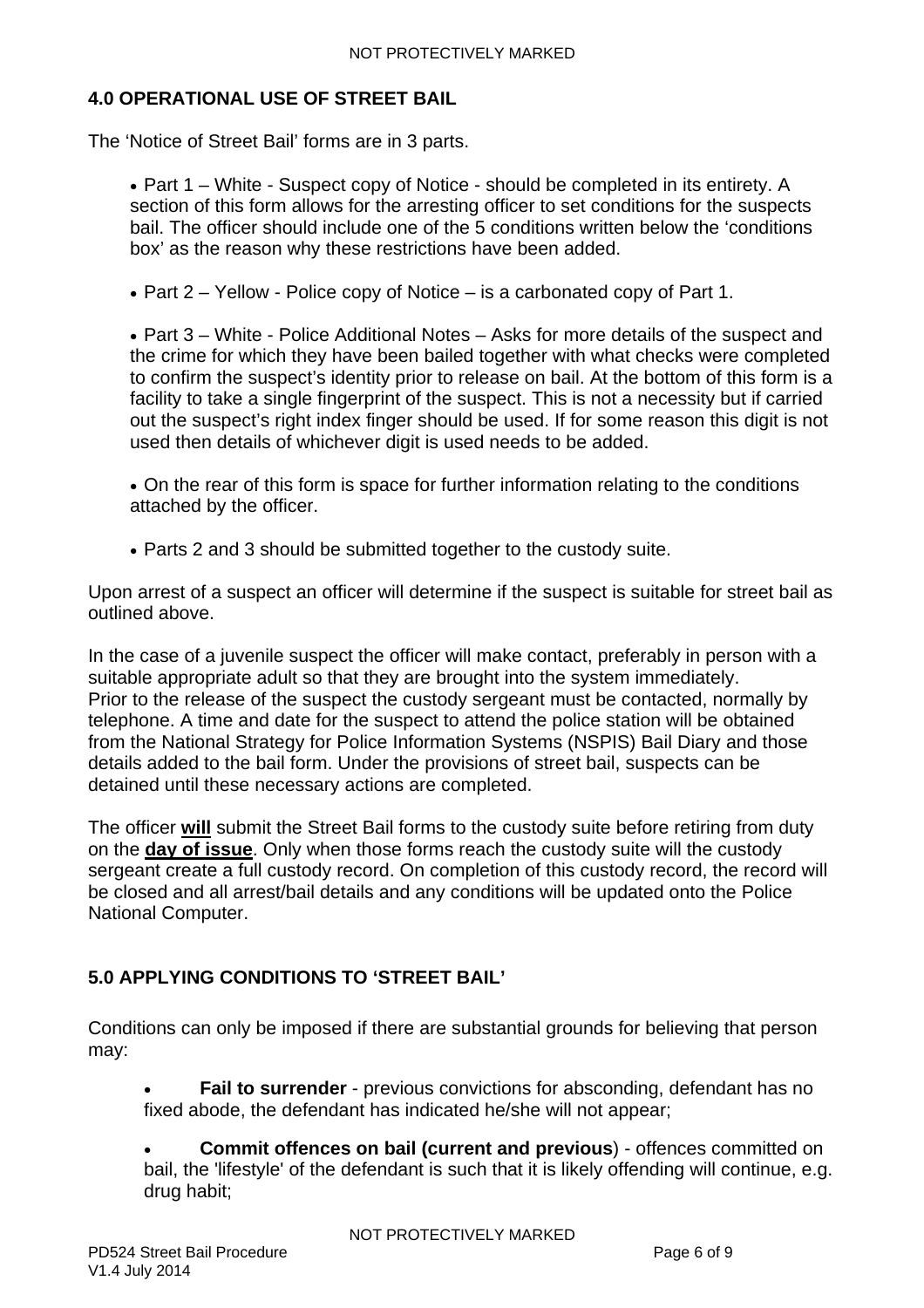## 4.0 OPERATIONAL USE OF STREET BAIL

The 'Notice of Street Bail' forms are in 3 parts.

- Part 1 – White - Suspect copy of Notice - should be completed in its entirety. A section of this form allows for the arresting officer to set conditions for the suspects bail. The officer should include one of the 5 conditions written below the 'conditions box' as the reason why these restrictions have been added.

- Part 2 – Yellow - Police copy of Notice – is a carbonated copy of Part 1.

- Part 3 – White - Police Additional Notes – Asks for more details of the suspect and the crime for which they have been bailed together with what checks were completed to confirm the suspect's identity prior to release on bail. At the bottom of this form is a facility to take a single fingerprint of the suspect. This is not a necessity but if carried out the suspect's right index finger should be used. If for some reason this digit is not used then details of whichever digit is used needs to be added.

- On the rear of this form is space for further information relating to the conditions attached by the officer.

- Parts 2 and 3 should be submitted together to the custody suite.

Upon arrest of a suspect an officer will determine if the suspect is suitable for street bail as outlined above.

In the case of a juvenile suspect the officer will make contact, preferably in person with a suitable appropriate adult so that they are brought into the system immediately. Prior to the release of the suspect the custody sergeant must be contacted, normally by telephone. A time and date for the suspect to attend the police station will be obtained from the National Strategy for Police Information Systems (NSPIS) Bail Diary and those details added to the bail form. Under the provisions of street bail, suspects can be detained until these necessary actions are completed.

The officer **will** submit the Street Bail forms to the custody suite before retiring from duty on the **day of issue**. Only when those forms reach the custody suite will the custody sergeant create a full custody record. On completion of this custody record, the record will be closed and all arrest/bail details and any conditions will be updated onto the Police National Computer.

## 5.0 APPLYING CONDITIONS TO 'STREET BAIL'

Conditions can only be imposed if there are substantial grounds for believing that person may:

- **Fail to surrender** - previous convictions for absconding, defendant has no fixed abode, the defendant has indicated he/she will not appear;

- **Commit offences on bail (current and previous**) - offences committed on bail, the 'lifestyle' of the defendant is such that it is likely offending will continue, e.g. drug habit;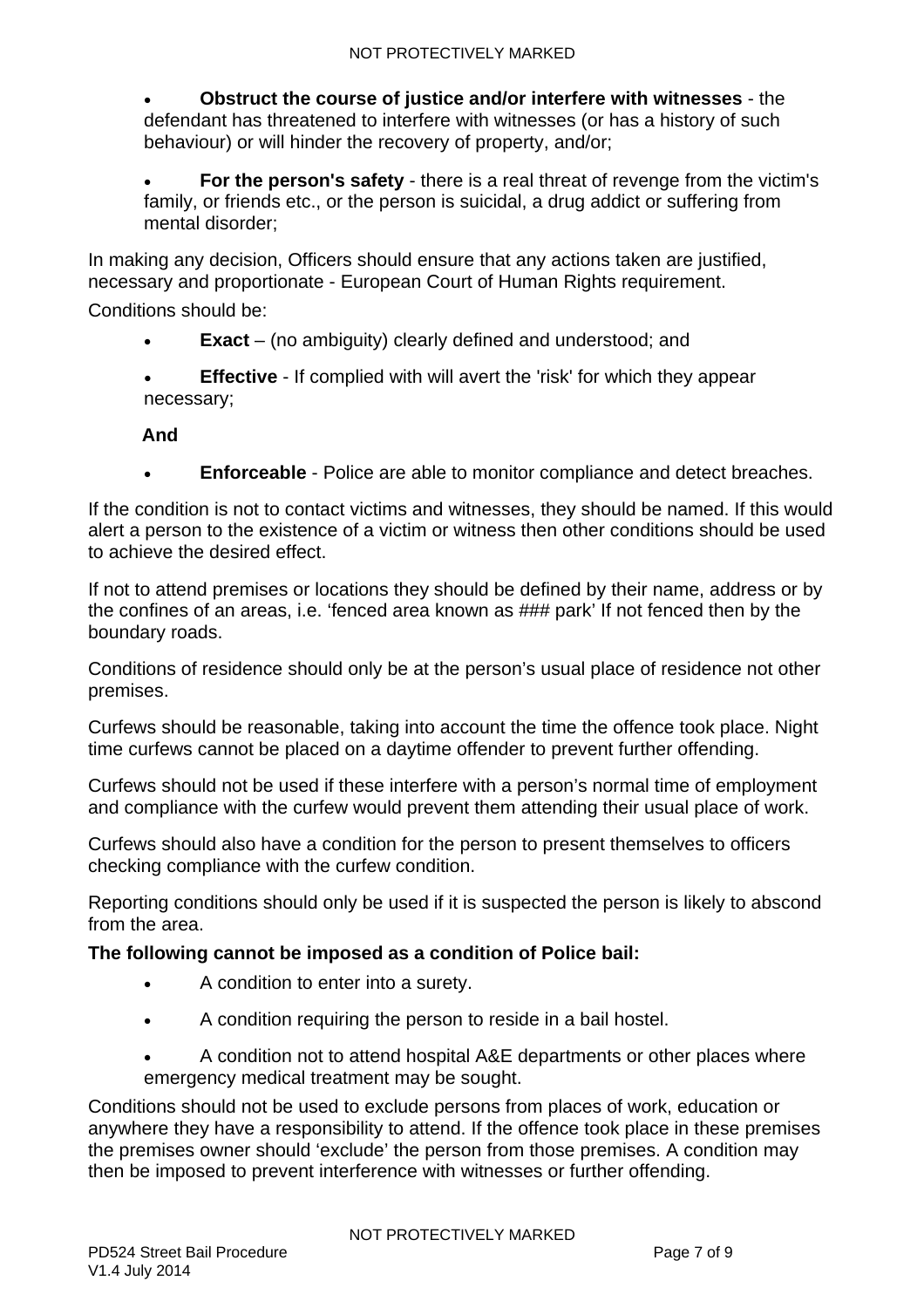- **Obstruct the course of justice and/or interfere with witnesses** - the defendant has threatened to interfere with witnesses (or has a history of such behaviour) or will hinder the recovery of property, and/or;

- **For the person's safety** - there is a real threat of revenge from the victim's family, or friends etc., or the person is suicidal, a drug addict or suffering from mental disorder;

In making any decision, Officers should ensure that any actions taken are justified, necessary and proportionate - European Court of Human Rights requirement.

Conditions should be:

- **Exact** – (no ambiguity) clearly defined and understood; and

- **Effective** - If complied with will avert the 'risk' for which they appear necessary;

**And**

- **Enforceable** - Police are able to monitor compliance and detect breaches.

If the condition is not to contact victims and witnesses, they should be named. If this would alert a person to the existence of a victim or witness then other conditions should be used to achieve the desired effect.

If not to attend premises or locations they should be defined by their name, address or by the confines of an areas, i.e. 'fenced area known as ### park' If not fenced then by the boundary roads.

Conditions of residence should only be at the person's usual place of residence not other premises.

Curfews should be reasonable, taking into account the time the offence took place. Night time curfews cannot be placed on a daytime offender to prevent further offending.

Curfews should not be used if these interfere with a person's normal time of employment and compliance with the curfew would prevent them attending their usual place of work.

Curfews should also have a condition for the person to present themselves to officers checking compliance with the curfew condition.

Reporting conditions should only be used if it is suspected the person is likely to abscond from the area.

**The following cannot be imposed as a condition of Police bail:**

- A condition to enter into a surety.

- A condition requiring the person to reside in a bail hostel.

- A condition not to attend hospital A&E departments or other places where emergency medical treatment may be sought.

Conditions should not be used to exclude persons from places of work, education or anywhere they have a responsibility to attend. If the offence took place in these premises the premises owner should 'exclude' the person from those premises. A condition may then be imposed to prevent interference with witnesses or further offending.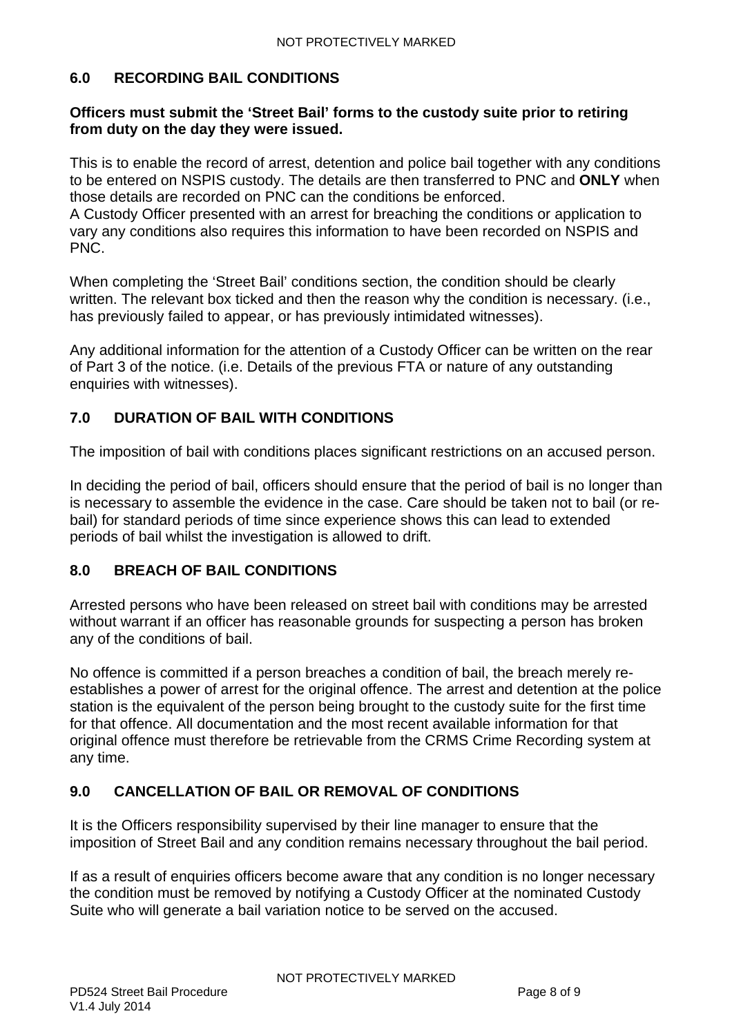## 6.0 RECORDING BAIL CONDITIONS

**Officers must submit the 'Street Bail' forms to the custody suite prior to retiring from duty on the day they were issued.**

This is to enable the record of arrest, detention and police bail together with any conditions to be entered on NSPIS custody. The details are then transferred to PNC and **ONLY** when those details are recorded on PNC can the conditions be enforced.
A Custody Officer presented with an arrest for breaching the conditions or application to vary any conditions also requires this information to have been recorded on NSPIS and PNC.

When completing the 'Street Bail' conditions section, the condition should be clearly written. The relevant box ticked and then the reason why the condition is necessary. (i.e., has previously failed to appear, or has previously intimidated witnesses).

Any additional information for the attention of a Custody Officer can be written on the rear of Part 3 of the notice. (i.e. Details of the previous FTA or nature of any outstanding enquiries with witnesses).

## 7.0 DURATION OF BAIL WITH CONDITIONS

The imposition of bail with conditions places significant restrictions on an accused person.

In deciding the period of bail, officers should ensure that the period of bail is no longer than is necessary to assemble the evidence in the case. Care should be taken not to bail (or re-bail) for standard periods of time since experience shows this can lead to extended periods of bail whilst the investigation is allowed to drift.

## 8.0 BREACH OF BAIL CONDITIONS

Arrested persons who have been released on street bail with conditions may be arrested without warrant if an officer has reasonable grounds for suspecting a person has broken any of the conditions of bail.

No offence is committed if a person breaches a condition of bail, the breach merely re-establishes a power of arrest for the original offence. The arrest and detention at the police station is the equivalent of the person being brought to the custody suite for the first time for that offence. All documentation and the most recent available information for that original offence must therefore be retrievable from the CRMS Crime Recording system at any time.

## 9.0 CANCELLATION OF BAIL OR REMOVAL OF CONDITIONS

It is the Officers responsibility supervised by their line manager to ensure that the imposition of Street Bail and any condition remains necessary throughout the bail period.

If as a result of enquiries officers become aware that any condition is no longer necessary the condition must be removed by notifying a Custody Officer at the nominated Custody Suite who will generate a bail variation notice to be served on the accused.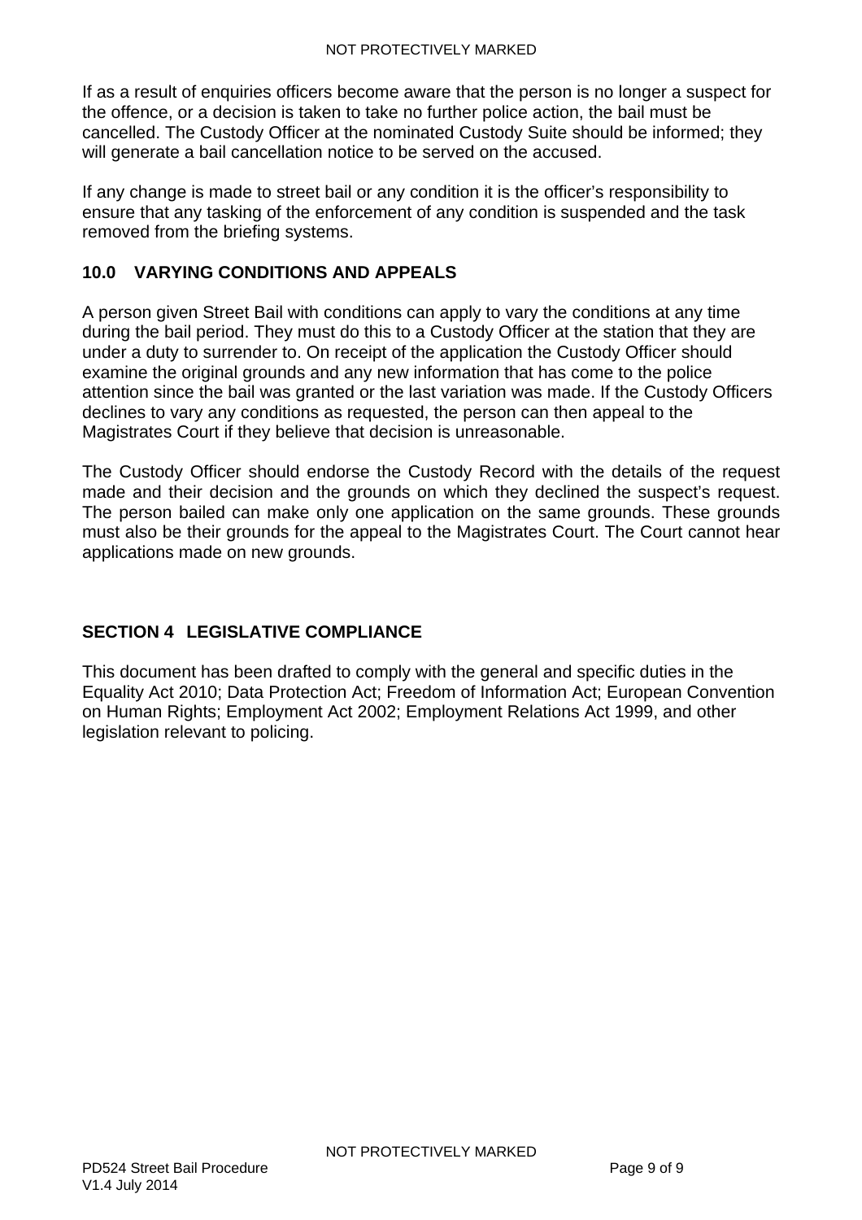If as a result of enquiries officers become aware that the person is no longer a suspect for the offence, or a decision is taken to take no further police action, the bail must be cancelled. The Custody Officer at the nominated Custody Suite should be informed; they will generate a bail cancellation notice to be served on the accused.

If any change is made to street bail or any condition it is the officer's responsibility to ensure that any tasking of the enforcement of any condition is suspended and the task removed from the briefing systems.

### 10.0 VARYING CONDITIONS AND APPEALS

A person given Street Bail with conditions can apply to vary the conditions at any time during the bail period. They must do this to a Custody Officer at the station that they are under a duty to surrender to. On receipt of the application the Custody Officer should examine the original grounds and any new information that has come to the police attention since the bail was granted or the last variation was made. If the Custody Officers declines to vary any conditions as requested, the person can then appeal to the Magistrates Court if they believe that decision is unreasonable.

The Custody Officer should endorse the Custody Record with the details of the request made and their decision and the grounds on which they declined the suspect's request. The person bailed can make only one application on the same grounds. These grounds must also be their grounds for the appeal to the Magistrates Court. The Court cannot hear applications made on new grounds.

## SECTION 4 LEGISLATIVE COMPLIANCE

This document has been drafted to comply with the general and specific duties in the Equality Act 2010; Data Protection Act; Freedom of Information Act; European Convention on Human Rights; Employment Act 2002; Employment Relations Act 1999, and other legislation relevant to policing.